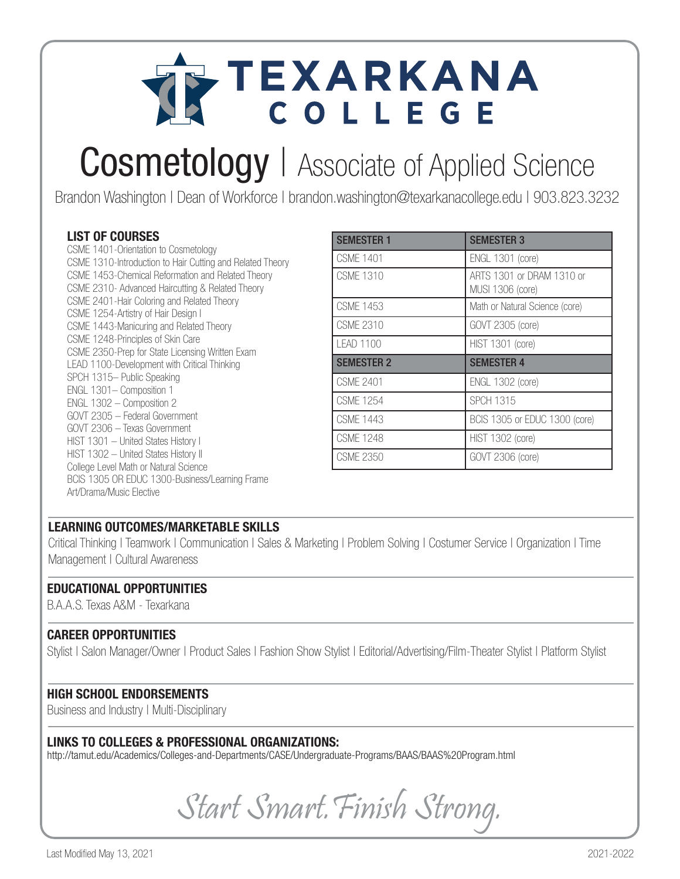# TEXARKANA COLLEGE

# Cosmetology | Associate of Applied Science

Brandon Washington | Dean of Workforce | brandon.washington@texarkanacollege.edu | 903.823.3232

### LIST OF COURSES

CSME 1401-Orientation to Cosmetology
CSME 1310-Introduction to Hair Cutting and Related Theory
CSME 1453-Chemical Reformation and Related Theory
CSME 2310- Advanced Haircutting & Related Theory
CSME 2401-Hair Coloring and Related Theory
CSME 1254-Artistry of Hair Design I
CSME 1443-Manicuring and Related Theory
CSME 1248-Principles of Skin Care
CSME 2350-Prep for State Licensing Written Exam
LEAD 1100-Development with Critical Thinking
SPCH 1315– Public Speaking
ENGL 1301– Composition 1
ENGL 1302 – Composition 2
GOVT 2305 – Federal Government
GOVT 2306 – Texas Government
HIST 1301 – United States History I
HIST 1302 – United States History II
College Level Math or Natural Science
BCIS 1305 OR EDUC 1300-Business/Learning Frame
Art/Drama/Music Elective

| SEMESTER 1 | SEMESTER 3 |
|---|---|
| CSME 1401 | ENGL 1301 (core) |
| CSME 1310 | ARTS 1301 or DRAM 1310 or MUSI 1306 (core) |
| CSME 1453 | Math or Natural Science (core) |
| CSME 2310 | GOVT 2305 (core) |
| LEAD 1100 | HIST 1301 (core) |
| **SEMESTER 2** | **SEMESTER 4** |
| CSME 2401 | ENGL 1302 (core) |
| CSME 1254 | SPCH 1315 |
| CSME 1443 | BCIS 1305 or EDUC 1300 (core) |
| CSME 1248 | HIST 1302 (core) |
| CSME 2350 | GOVT 2306 (core) |

### LEARNING OUTCOMES/MARKETABLE SKILLS

Critical Thinking | Teamwork | Communication | Sales & Marketing | Problem Solving | Costumer Service | Organization | Time Management | Cultural Awareness

### EDUCATIONAL OPPORTUNITIES

B.A.A.S. Texas A&M - Texarkana

### CAREER OPPORTUNITIES

Stylist | Salon Manager/Owner | Product Sales | Fashion Show Stylist | Editorial/Advertising/Film-Theater Stylist | Platform Stylist

### HIGH SCHOOL ENDORSEMENTS

Business and Industry | Multi-Disciplinary

### LINKS TO COLLEGES & PROFESSIONAL ORGANIZATIONS:

http://tamut.edu/Academics/Colleges-and-Departments/CASE/Undergraduate-Programs/BAAS/BAAS%20Program.html

*Start Smart. Finish Strong.*

Last Modified May 13, 2021

2021-2022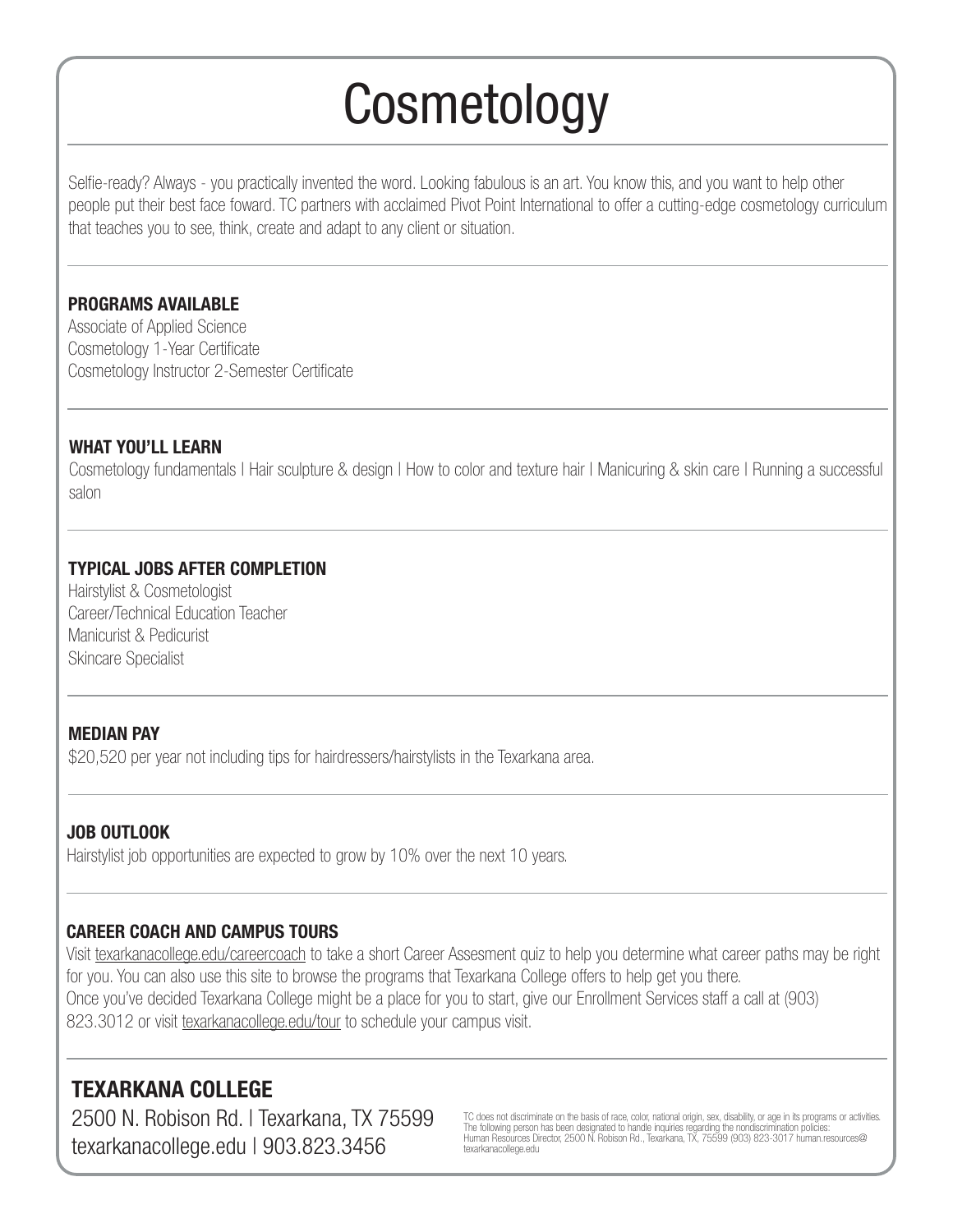# Cosmetology

Selfie-ready? Always - you practically invented the word. Looking fabulous is an art. You know this, and you want to help other people put their best face foward. TC partners with acclaimed Pivot Point International to offer a cutting-edge cosmetology curriculum that teaches you to see, think, create and adapt to any client or situation.

## PROGRAMS AVAILABLE

Associate of Applied Science
Cosmetology 1-Year Certificate
Cosmetology Instructor 2-Semester Certificate

## WHAT YOU'LL LEARN

Cosmetology fundamentals | Hair sculpture & design | How to color and texture hair | Manicuring & skin care | Running a successful salon

## TYPICAL JOBS AFTER COMPLETION

Hairstylist & Cosmetologist
Career/Technical Education Teacher
Manicurist & Pedicurist
Skincare Specialist

## MEDIAN PAY

$20,520 per year not including tips for hairdressers/hairstylists in the Texarkana area.

## JOB OUTLOOK

Hairstylist job opportunities are expected to grow by 10% over the next 10 years.

## CAREER COACH AND CAMPUS TOURS

Visit texarkanacollege.edu/careercoach to take a short Career Assesment quiz to help you determine what career paths may be right for you. You can also use this site to browse the programs that Texarkana College offers to help get you there. Once you've decided Texarkana College might be a place for you to start, give our Enrollment Services staff a call at (903) 823.3012 or visit texarkanacollege.edu/tour to schedule your campus visit.

## TEXARKANA COLLEGE

2500 N. Robison Rd. | Texarkana, TX 75599
texarkanacollege.edu | 903.823.3456

TC does not discriminate on the basis of race, color, national origin, sex, disability, or age in its programs or activities. The following person has been designated to handle inquiries regarding the nondiscrimination policies: Human Resources Director, 2500 N. Robison Rd., Texarkana, TX, 75599 (903) 823-3017 human.resources@texarkanacollege.edu